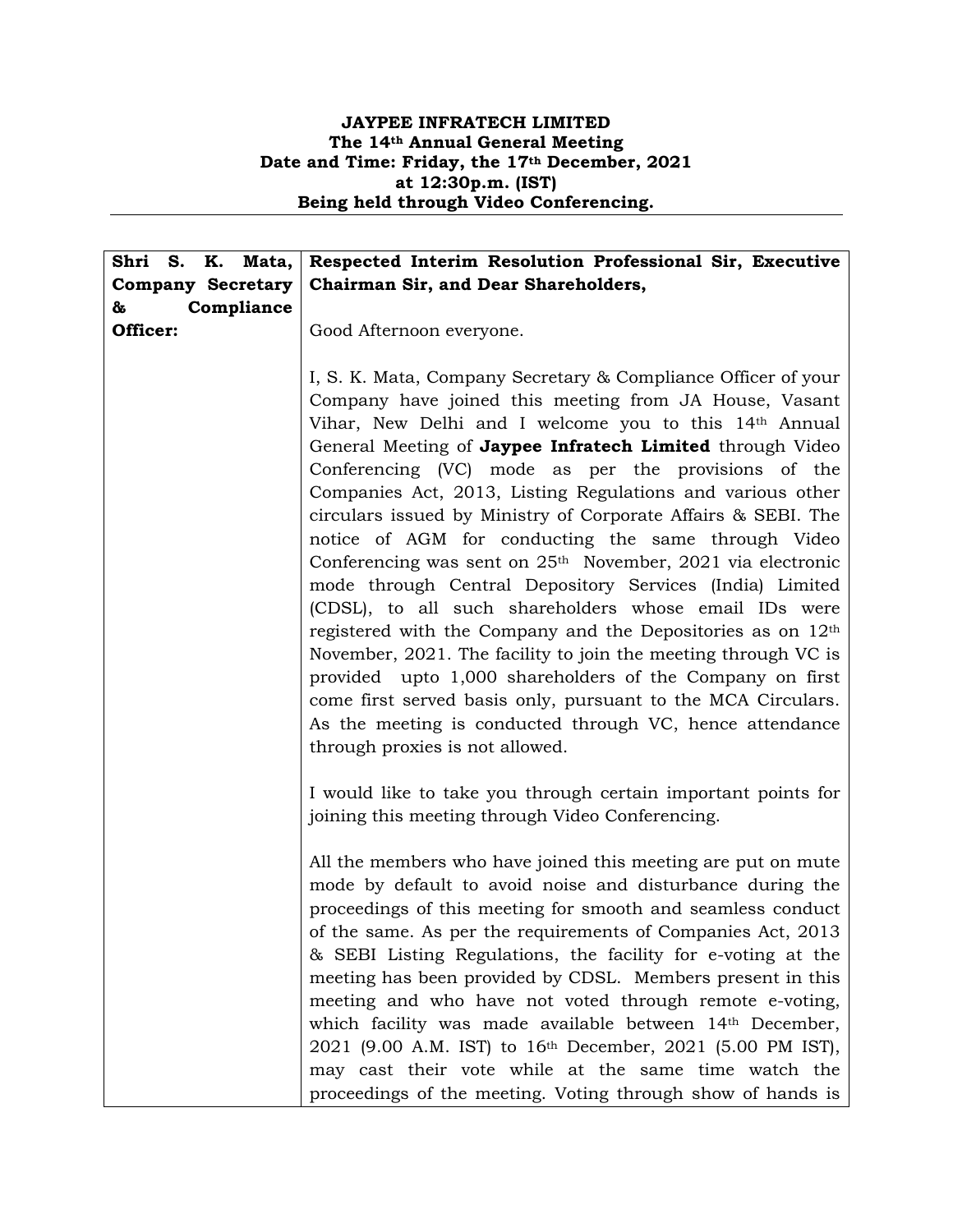**JAYPEE INFRATECH LIMITED**
**The 14th Annual General Meeting**
**Date and Time: Friday, the 17th December, 2021**
**at 12:30p.m. (IST)**
**Being held through Video Conferencing.**

---

| | |
|---|---|
| **Shri S. K. Mata, Company Secretary & Compliance Officer:** | **Respected Interim Resolution Professional Sir, Executive Chairman Sir, and Dear Shareholders,**<br><br>Good Afternoon everyone.<br><br>I, S. K. Mata, Company Secretary & Compliance Officer of your Company have joined this meeting from JA House, Vasant Vihar, New Delhi and I welcome you to this 14th Annual General Meeting of **Jaypee Infratech Limited** through Video Conferencing (VC) mode as per the provisions of the Companies Act, 2013, Listing Regulations and various other circulars issued by Ministry of Corporate Affairs & SEBI. The notice of AGM for conducting the same through Video Conferencing was sent on 25th November, 2021 via electronic mode through Central Depository Services (India) Limited (CDSL), to all such shareholders whose email IDs were registered with the Company and the Depositories as on 12th November, 2021. The facility to join the meeting through VC is provided upto 1,000 shareholders of the Company on first come first served basis only, pursuant to the MCA Circulars. As the meeting is conducted through VC, hence attendance through proxies is not allowed.<br><br>I would like to take you through certain important points for joining this meeting through Video Conferencing.<br><br>All the members who have joined this meeting are put on mute mode by default to avoid noise and disturbance during the proceedings of this meeting for smooth and seamless conduct of the same. As per the requirements of Companies Act, 2013 & SEBI Listing Regulations, the facility for e-voting at the meeting has been provided by CDSL. Members present in this meeting and who have not voted through remote e-voting, which facility was made available between 14th December, 2021 (9.00 A.M. IST) to 16th December, 2021 (5.00 PM IST), may cast their vote while at the same time watch the proceedings of the meeting. Voting through show of hands is |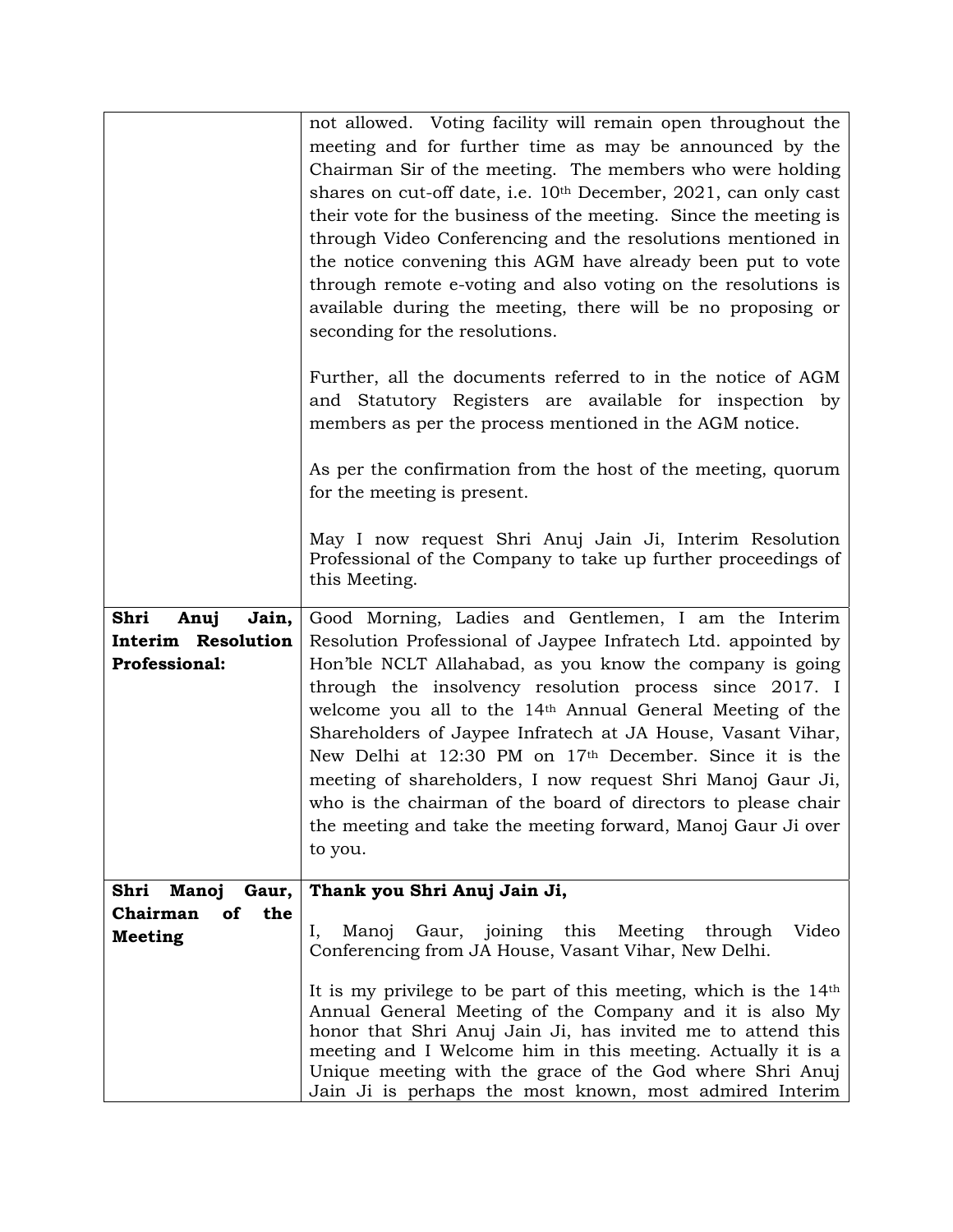| | |
|---|---|
| | not allowed. Voting facility will remain open throughout the meeting and for further time as may be announced by the Chairman Sir of the meeting. The members who were holding shares on cut-off date, i.e. 10th December, 2021, can only cast their vote for the business of the meeting. Since the meeting is through Video Conferencing and the resolutions mentioned in the notice convening this AGM have already been put to vote through remote e-voting and also voting on the resolutions is available during the meeting, there will be no proposing or seconding for the resolutions.<br><br>Further, all the documents referred to in the notice of AGM and Statutory Registers are available for inspection by members as per the process mentioned in the AGM notice.<br><br>As per the confirmation from the host of the meeting, quorum for the meeting is present.<br><br>May I now request Shri Anuj Jain Ji, Interim Resolution Professional of the Company to take up further proceedings of this Meeting. |
| **Shri Anuj Jain, Interim Resolution Professional:** | Good Morning, Ladies and Gentlemen, I am the Interim Resolution Professional of Jaypee Infratech Ltd. appointed by Hon'ble NCLT Allahabad, as you know the company is going through the insolvency resolution process since 2017. I welcome you all to the 14th Annual General Meeting of the Shareholders of Jaypee Infratech at JA House, Vasant Vihar, New Delhi at 12:30 PM on 17th December. Since it is the meeting of shareholders, I now request Shri Manoj Gaur Ji, who is the chairman of the board of directors to please chair the meeting and take the meeting forward, Manoj Gaur Ji over to you. |
| **Shri Manoj Gaur, Chairman of the Meeting** | **Thank you Shri Anuj Jain Ji,**<br><br>I, Manoj Gaur, joining this Meeting through Video Conferencing from JA House, Vasant Vihar, New Delhi.<br><br>It is my privilege to be part of this meeting, which is the 14th Annual General Meeting of the Company and it is also My honor that Shri Anuj Jain Ji, has invited me to attend this meeting and I Welcome him in this meeting. Actually it is a Unique meeting with the grace of the God where Shri Anuj Jain Ji is perhaps the most known, most admired Interim |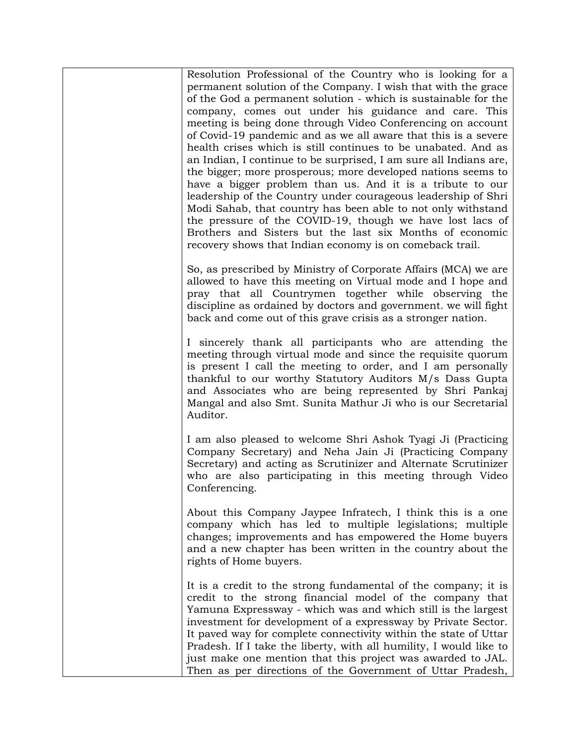| | Resolution Professional of the Country who is looking for a permanent solution of the Company. I wish that with the grace of the God a permanent solution - which is sustainable for the company, comes out under his guidance and care. This meeting is being done through Video Conferencing on account of Covid-19 pandemic and as we all aware that this is a severe health crises which is still continues to be unabated. And as an Indian, I continue to be surprised, I am sure all Indians are, the bigger; more prosperous; more developed nations seems to have a bigger problem than us. And it is a tribute to our leadership of the Country under courageous leadership of Shri Modi Sahab, that country has been able to not only withstand the pressure of the COVID-19, though we have lost lacs of Brothers and Sisters but the last six Months of economic recovery shows that Indian economy is on comeback trail.<br><br>So, as prescribed by Ministry of Corporate Affairs (MCA) we are allowed to have this meeting on Virtual mode and I hope and pray that all Countrymen together while observing the discipline as ordained by doctors and government. we will fight back and come out of this grave crisis as a stronger nation.<br><br>I sincerely thank all participants who are attending the meeting through virtual mode and since the requisite quorum is present I call the meeting to order, and I am personally thankful to our worthy Statutory Auditors M/s Dass Gupta and Associates who are being represented by Shri Pankaj Mangal and also Smt. Sunita Mathur Ji who is our Secretarial Auditor.<br><br>I am also pleased to welcome Shri Ashok Tyagi Ji (Practicing Company Secretary) and Neha Jain Ji (Practicing Company Secretary) and acting as Scrutinizer and Alternate Scrutinizer who are also participating in this meeting through Video Conferencing.<br><br>About this Company Jaypee Infratech, I think this is a one company which has led to multiple legislations; multiple changes; improvements and has empowered the Home buyers and a new chapter has been written in the country about the rights of Home buyers.<br><br>It is a credit to the strong fundamental of the company; it is credit to the strong financial model of the company that Yamuna Expressway - which was and which still is the largest investment for development of a expressway by Private Sector. It paved way for complete connectivity within the state of Uttar Pradesh. If I take the liberty, with all humility, I would like to just make one mention that this project was awarded to JAL. Then as per directions of the Government of Uttar Pradesh, |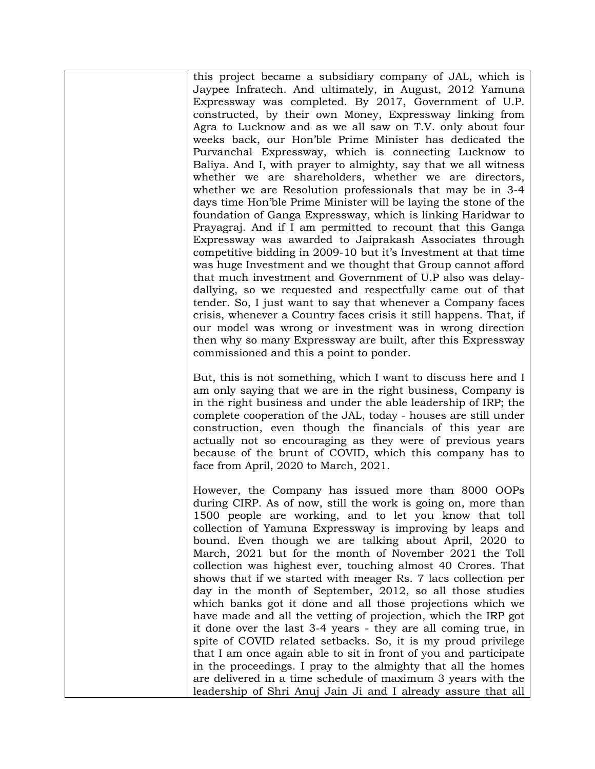| | |
|---|---|
| | this project became a subsidiary company of JAL, which is Jaypee Infratech. And ultimately, in August, 2012 Yamuna Expressway was completed. By 2017, Government of U.P. constructed, by their own Money, Expressway linking from Agra to Lucknow and as we all saw on T.V. only about four weeks back, our Hon'ble Prime Minister has dedicated the Purvanchal Expressway, which is connecting Lucknow to Baliya. And I, with prayer to almighty, say that we all witness whether we are shareholders, whether we are directors, whether we are Resolution professionals that may be in 3-4 days time Hon'ble Prime Minister will be laying the stone of the foundation of Ganga Expressway, which is linking Haridwar to Prayagraj. And if I am permitted to recount that this Ganga Expressway was awarded to Jaiprakash Associates through competitive bidding in 2009-10 but it's Investment at that time was huge Investment and we thought that Group cannot afford that much investment and Government of U.P also was delay-dallying, so we requested and respectfully came out of that tender. So, I just want to say that whenever a Company faces crisis, whenever a Country faces crisis it still happens. That, if our model was wrong or investment was in wrong direction then why so many Expressway are built, after this Expressway commissioned and this a point to ponder.<br><br>But, this is not something, which I want to discuss here and I am only saying that we are in the right business, Company is in the right business and under the able leadership of IRP; the complete cooperation of the JAL, today - houses are still under construction, even though the financials of this year are actually not so encouraging as they were of previous years because of the brunt of COVID, which this company has to face from April, 2020 to March, 2021.<br><br>However, the Company has issued more than 8000 OOPs during CIRP. As of now, still the work is going on, more than 1500 people are working, and to let you know that toll collection of Yamuna Expressway is improving by leaps and bound. Even though we are talking about April, 2020 to March, 2021 but for the month of November 2021 the Toll collection was highest ever, touching almost 40 Crores. That shows that if we started with meager Rs. 7 lacs collection per day in the month of September, 2012, so all those studies which banks got it done and all those projections which we have made and all the vetting of projection, which the IRP got it done over the last 3-4 years - they are all coming true, in spite of COVID related setbacks. So, it is my proud privilege that I am once again able to sit in front of you and participate in the proceedings. I pray to the almighty that all the homes are delivered in a time schedule of maximum 3 years with the leadership of Shri Anuj Jain Ji and I already assure that all |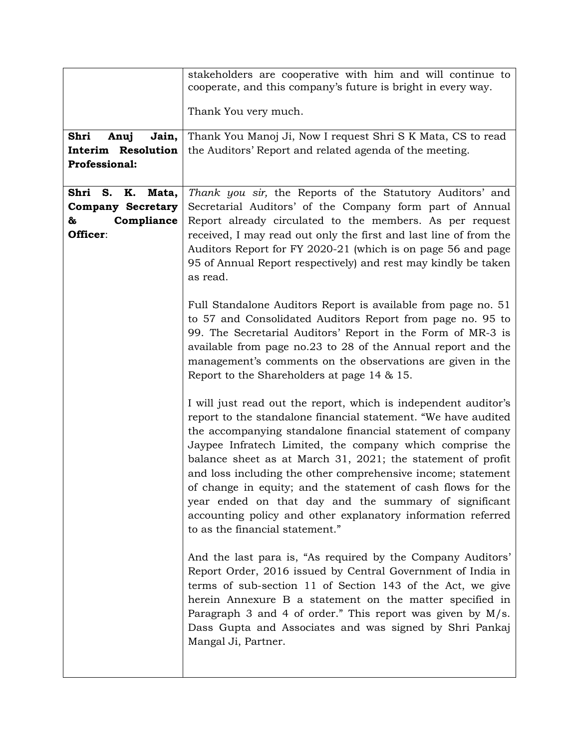| | |
|---|---|
| | stakeholders are cooperative with him and will continue to cooperate, and this company's future is bright in every way.<br><br>Thank You very much. |
| **Shri Anuj Jain, Interim Resolution Professional:** | Thank You Manoj Ji, Now I request Shri S K Mata, CS to read the Auditors' Report and related agenda of the meeting. |
| **Shri S. K. Mata, Company Secretary & Compliance Officer**: | *Thank you sir,* the Reports of the Statutory Auditors' and Secretarial Auditors' of the Company form part of Annual Report already circulated to the members. As per request received, I may read out only the first and last line of from the Auditors Report for FY 2020-21 (which is on page 56 and page 95 of Annual Report respectively) and rest may kindly be taken as read.<br><br>Full Standalone Auditors Report is available from page no. 51 to 57 and Consolidated Auditors Report from page no. 95 to 99. The Secretarial Auditors' Report in the Form of MR-3 is available from page no.23 to 28 of the Annual report and the management's comments on the observations are given in the Report to the Shareholders at page 14 & 15.<br><br>I will just read out the report, which is independent auditor's report to the standalone financial statement. "We have audited the accompanying standalone financial statement of company Jaypee Infratech Limited, the company which comprise the balance sheet as at March 31, 2021; the statement of profit and loss including the other comprehensive income; statement of change in equity; and the statement of cash flows for the year ended on that day and the summary of significant accounting policy and other explanatory information referred to as the financial statement."<br><br>And the last para is, "As required by the Company Auditors' Report Order, 2016 issued by Central Government of India in terms of sub-section 11 of Section 143 of the Act, we give herein Annexure B a statement on the matter specified in Paragraph 3 and 4 of order." This report was given by M/s. Dass Gupta and Associates and was signed by Shri Pankaj Mangal Ji, Partner. |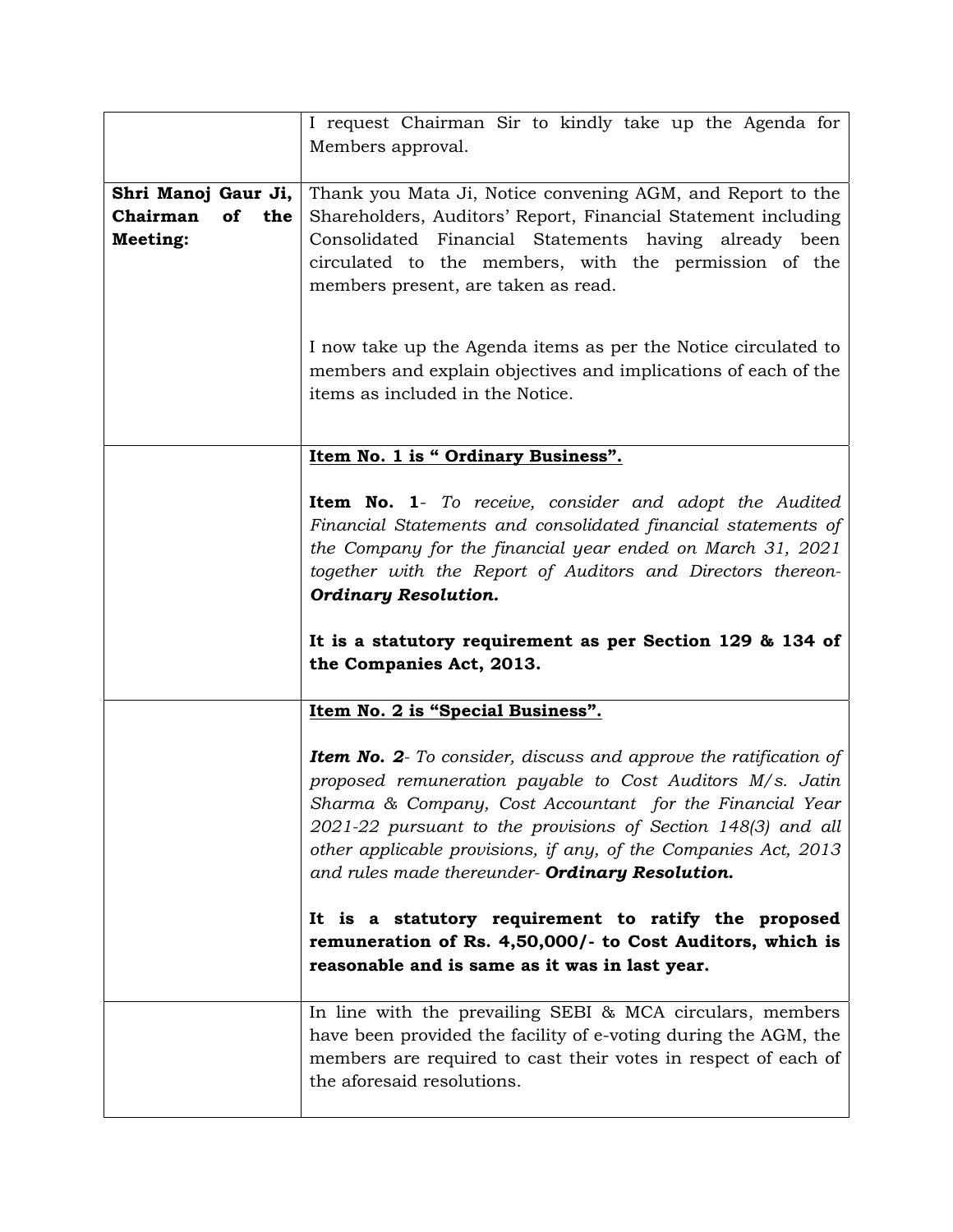| | |
|---|---|
| | I request Chairman Sir to kindly take up the Agenda for Members approval. |
| **Shri Manoj Gaur Ji, Chairman of the Meeting:** | Thank you Mata Ji, Notice convening AGM, and Report to the Shareholders, Auditors' Report, Financial Statement including Consolidated Financial Statements having already been circulated to the members, with the permission of the members present, are taken as read.<br><br>I now take up the Agenda items as per the Notice circulated to members and explain objectives and implications of each of the items as included in the Notice. |
| | **<u>Item No. 1 is " Ordinary Business".</u>**<br><br>**Item No. 1**- *To receive, consider and adopt the Audited Financial Statements and consolidated financial statements of the Company for the financial year ended on March 31, 2021 together with the Report of Auditors and Directors thereon-* ***Ordinary Resolution.***<br><br>**It is a statutory requirement as per Section 129 & 134 of the Companies Act, 2013.** |
| | **<u>Item No. 2 is "Special Business".</u>**<br><br>***Item No. 2****- To consider, discuss and approve the ratification of proposed remuneration payable to Cost Auditors M/s. Jatin Sharma & Company, Cost Accountant for the Financial Year 2021-22 pursuant to the provisions of Section 148(3) and all other applicable provisions, if any, of the Companies Act, 2013 and rules made thereunder-* ***Ordinary Resolution.***<br><br>**It is a statutory requirement to ratify the proposed remuneration of Rs. 4,50,000/- to Cost Auditors, which is reasonable and is same as it was in last year.** |
| | In line with the prevailing SEBI & MCA circulars, members have been provided the facility of e-voting during the AGM, the members are required to cast their votes in respect of each of the aforesaid resolutions. |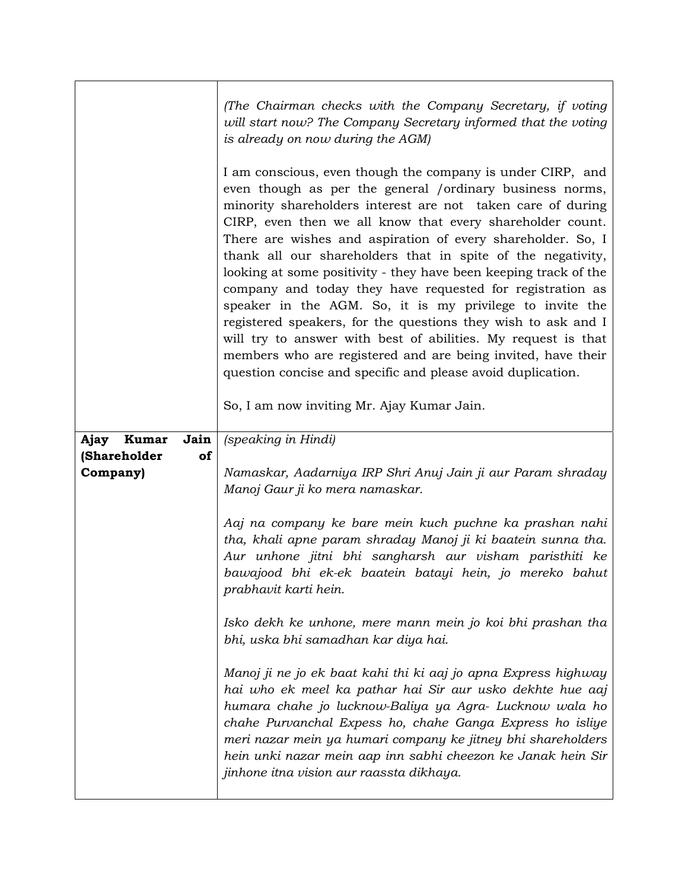| | |
|---|---|
| | *(The Chairman checks with the Company Secretary, if voting will start now? The Company Secretary informed that the voting is already on now during the AGM)*<br><br>I am conscious, even though the company is under CIRP, and even though as per the general /ordinary business norms, minority shareholders interest are not taken care of during CIRP, even then we all know that every shareholder count. There are wishes and aspiration of every shareholder. So, I thank all our shareholders that in spite of the negativity, looking at some positivity - they have been keeping track of the company and today they have requested for registration as speaker in the AGM. So, it is my privilege to invite the registered speakers, for the questions they wish to ask and I will try to answer with best of abilities. My request is that members who are registered and are being invited, have their question concise and specific and please avoid duplication.<br><br>So, I am now inviting Mr. Ajay Kumar Jain. |
| **Ajay Kumar Jain (Shareholder of Company)** | *(speaking in Hindi)*<br><br>*Namaskar, Aadarniya IRP Shri Anuj Jain ji aur Param shraday Manoj Gaur ji ko mera namaskar.*<br><br>*Aaj na company ke bare mein kuch puchne ka prashan nahi tha, khali apne param shraday Manoj ji ki baatein sunna tha. Aur unhone jitni bhi sangharsh aur visham paristhiti ke bawajood bhi ek-ek baatein batayi hein, jo mereko bahut prabhavit karti hein.*<br><br>*Isko dekh ke unhone, mere mann mein jo koi bhi prashan tha bhi, uska bhi samadhan kar diya hai.*<br><br>*Manoj ji ne jo ek baat kahi thi ki aaj jo apna Express highway hai who ek meel ka pathar hai Sir aur usko dekhte hue aaj humara chahe jo lucknow-Baliya ya Agra- Lucknow wala ho chahe Purvanchal Express ho, chahe Ganga Express ho isliye meri nazar mein ya humari company ke jitney bhi shareholders hein unki nazar mein aap inn sabhi cheezon ke Janak hein Sir jinhone itna vision aur raassta dikhaya.* |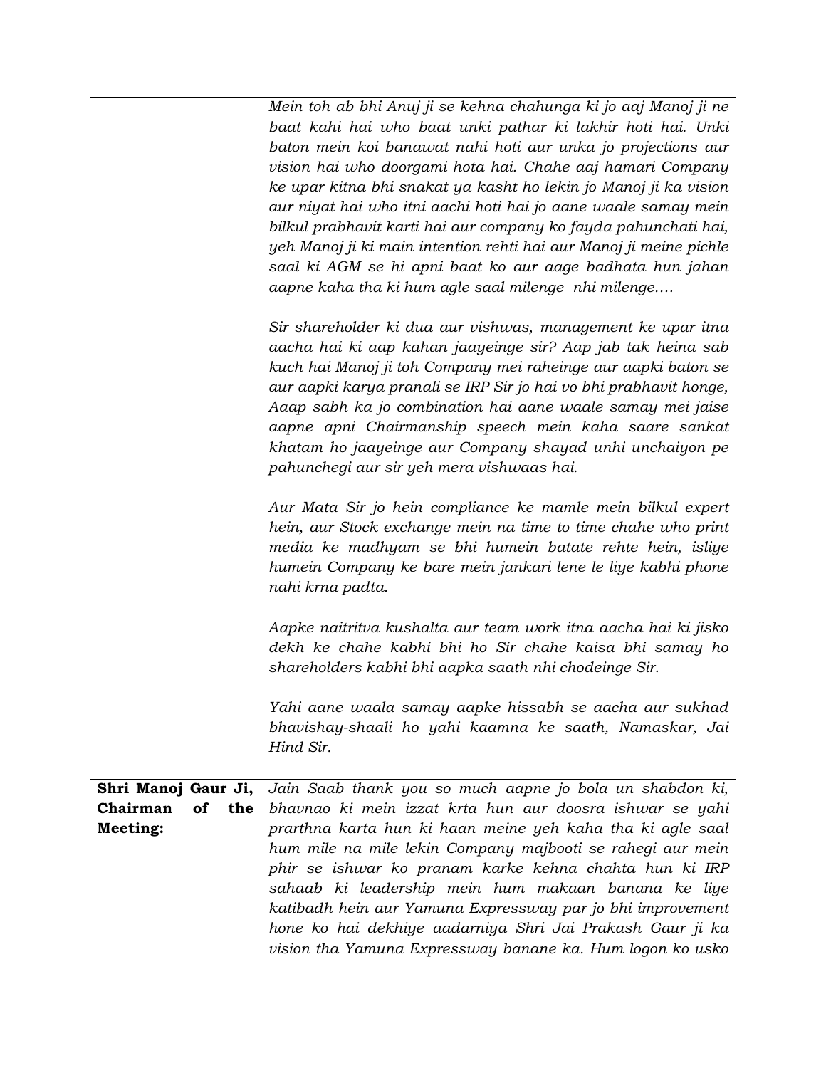| | |
|---|---|
| | *Mein toh ab bhi Anuj ji se kehna chahunga ki jo aaj Manoj ji ne baat kahi hai who baat unki pathar ki lakhir hoti hai. Unki baton mein koi banawat nahi hoti aur unka jo projections aur vision hai who doorgami hota hai. Chahe aaj hamari Company ke upar kitna bhi snakat ya kasht ho lekin jo Manoj ji ka vision aur niyat hai who itni aachi hoti hai jo aane waale samay mein bilkul prabhavit karti hai aur company ko fayda pahunchati hai, yeh Manoj ji ki main intention rehti hai aur Manoj ji meine pichle saal ki AGM se hi apni baat ko aur aage badhata hun jahan aapne kaha tha ki hum agle saal milenge nhi milenge....*<br><br>*Sir shareholder ki dua aur vishwas, management ke upar itna aacha hai ki aap kahan jaayeinge sir? Aap jab tak heina sab kuch hai Manoj ji toh Company mei raheinge aur aapki baton se aur aapki karya pranali se IRP Sir jo hai vo bhi prabhavit honge, Aaap sabh ka jo combination hai aane waale samay mei jaise aapne apni Chairmanship speech mein kaha saare sankat khatam ho jaayeinge aur Company shayad unhi unchaiyon pe pahunchegi aur sir yeh mera vishwaas hai.*<br><br>*Aur Mata Sir jo hein compliance ke mamle mein bilkul expert hein, aur Stock exchange mein na time to time chahe who print media ke madhyam se bhi humein batate rehte hein, isliye humein Company ke bare mein jankari lene le liye kabhi phone nahi krna padta.*<br><br>*Aapke naitritva kushalta aur team work itna aacha hai ki jisko dekh ke chahe kabhi bhi ho Sir chahe kaisa bhi samay ho shareholders kabhi bhi aapka saath nhi chodeinge Sir.*<br><br>*Yahi aane waala samay aapke hissabh se aacha aur sukhad bhavishay-shaali ho yahi kaamna ke saath, Namaskar, Jai Hind Sir.* |
| **Shri Manoj Gaur Ji, Chairman of the Meeting:** | *Jain Saab thank you so much aapne jo bola un shabdon ki, bhavnao ki mein izzat krta hun aur doosra ishwar se yahi prarthna karta hun ki haan meine yeh kaha tha ki agle saal hum mile na mile lekin Company majbooti se rahegi aur mein phir se ishwar ko pranam karke kehna chahta hun ki IRP sahaab ki leadership mein hum makaan banana ke liye katibadh hein aur Yamuna Expressway par jo bhi improvement hone ko hai dekhiye aadarniya Shri Jai Prakash Gaur ji ka vision tha Yamuna Expressway banane ka. Hum logon ko usko* |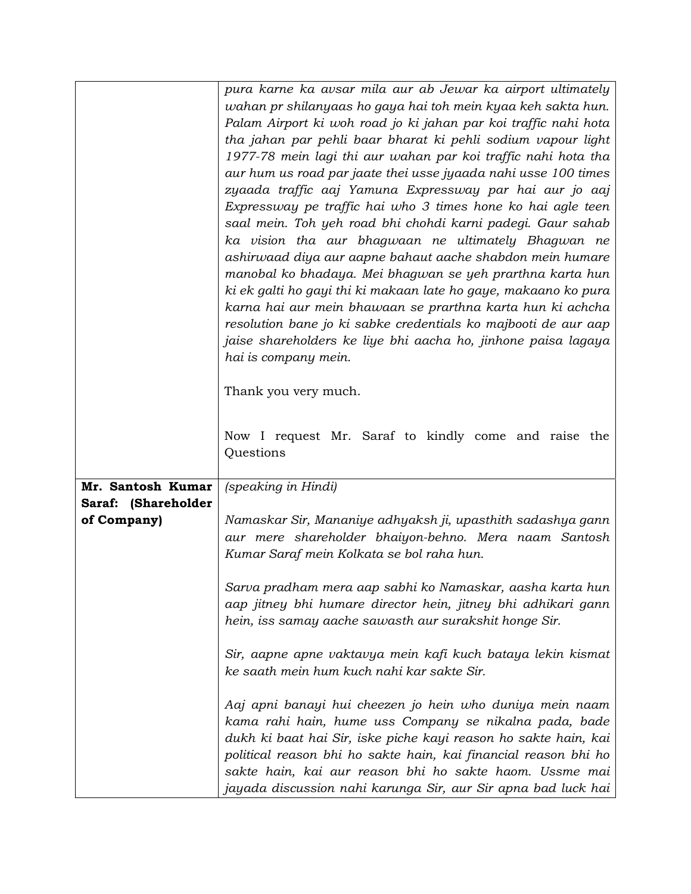| | |
|---|---|
| | *pura karne ka avsar mila aur ab Jewar ka airport ultimately wahan pr shilanyaas ho gaya hai toh mein kyaa keh sakta hun. Palam Airport ki woh road jo ki jahan par koi traffic nahi hota tha jahan par pehli baar bharat ki pehli sodium vapour light 1977-78 mein lagi thi aur wahan par koi traffic nahi hota tha aur hum us road par jaate thei usse jyaada nahi usse 100 times zyaada traffic aaj Yamuna Expressway par hai aur jo aaj Expressway pe traffic hai who 3 times hone ko hai agle teen saal mein. Toh yeh road bhi chohdi karni padegi. Gaur sahab ka vision tha aur bhagwaan ne ultimately Bhagwan ne ashirwaad diya aur aapne bahaut aache shabdon mein humare manobal ko bhadaya. Mei bhagwan se yeh prarthna karta hun ki ek galti ho gayi thi ki makaan late ho gaye, makaano ko pura karna hai aur mein bhawaan se prarthna karta hun ki achcha resolution bane jo ki sabke credentials ko majbooti de aur aap jaise shareholders ke liye bhi aacha ho, jinhone paisa lagaya hai is company mein.*<br><br>Thank you very much.<br><br>Now I request Mr. Saraf to kindly come and raise the Questions |
| **Mr. Santosh Kumar Saraf: (Shareholder of Company)** | *(speaking in Hindi)*<br><br>*Namaskar Sir, Mananiye adhyaksh ji, upasthith sadashya gann aur mere shareholder bhaiyon-behno. Mera naam Santosh Kumar Saraf mein Kolkata se bol raha hun.*<br><br>*Sarva pradham mera aap sabhi ko Namaskar, aasha karta hun aap jitney bhi humare director hein, jitney bhi adhikari gann hein, iss samay aache sawasth aur surakshit honge Sir.*<br><br>*Sir, aapne apne vaktavya mein kafi kuch bataya lekin kismat ke saath mein hum kuch nahi kar sakte Sir.*<br><br>*Aaj apni banayi hui cheezen jo hein who duniya mein naam kama rahi hain, hume uss Company se nikalna pada, bade dukh ki baat hai Sir, iske piche kayi reason ho sakte hain, kai political reason bhi ho sakte hain, kai financial reason bhi ho sakte hain, kai aur reason bhi ho sakte haom. Ussme mai jayada discussion nahi karunga Sir, aur Sir apna bad luck hai* |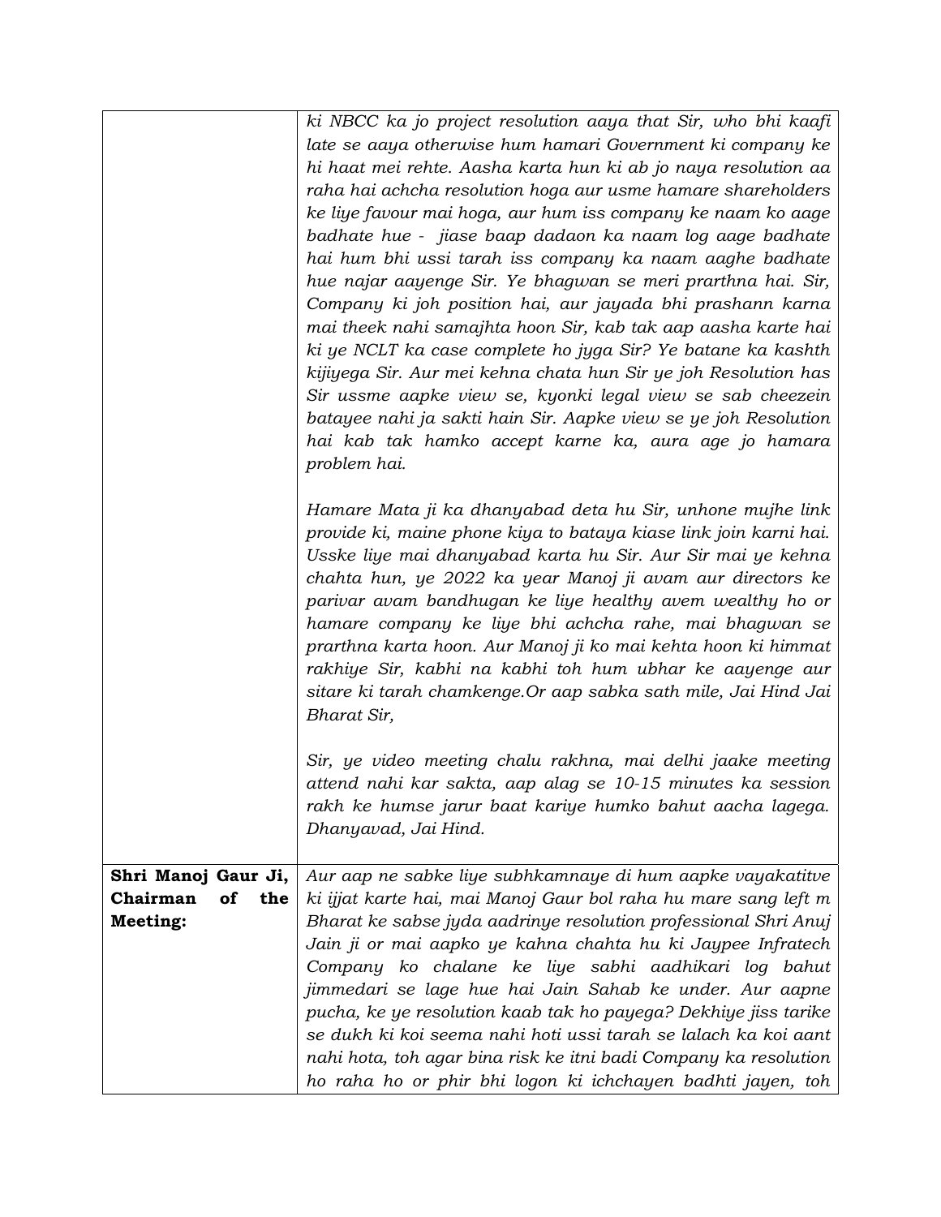| | |
|---|---|
| | *ki NBCC ka jo project resolution aaya that Sir, who bhi kaafi late se aaya otherwise hum hamari Government ki company ke hi haat mei rehte. Aasha karta hun ki ab jo naya resolution aa raha hai achcha resolution hoga aur usme hamare shareholders ke liye favour mai hoga, aur hum iss company ke naam ko aage badhate hue - jiase baap dadaon ka naam log aage badhate hai hum bhi ussi tarah iss company ka naam aaghe badhate hue najar aayenge Sir. Ye bhagwan se meri prarthna hai. Sir, Company ki joh position hai, aur jayada bhi prashann karna mai theek nahi samajhta hoon Sir, kab tak aap aasha karte hai ki ye NCLT ka case complete ho jyga Sir? Ye batane ka kashth kijiyega Sir. Aur mei kehna chata hun Sir ye joh Resolution has Sir ussme aapke view se, kyonki legal view se sab cheezein batayee nahi ja sakti hain Sir. Aapke view se ye joh Resolution hai kab tak hamko accept karne ka, aura age jo hamara problem hai.*<br><br>*Hamare Mata ji ka dhanyabad deta hu Sir, unhone mujhe link provide ki, maine phone kiya to bataya kiase link join karni hai. Usske liye mai dhanyabad karta hu Sir. Aur Sir mai ye kehna chahta hun, ye 2022 ka year Manoj ji avam aur directors ke parivar avam bandhugan ke liye healthy avem wealthy ho or hamare company ke liye bhi achcha rahe, mai bhagwan se prarthna karta hoon. Aur Manoj ji ko mai kehta hoon ki himmat rakhiye Sir, kabhi na kabhi toh hum ubhar ke aayenge aur sitare ki tarah chamkenge.Or aap sabka sath mile, Jai Hind Jai Bharat Sir,*<br><br>*Sir, ye video meeting chalu rakhna, mai delhi jaake meeting attend nahi kar sakta, aap alag se 10-15 minutes ka session rakh ke humse jarur baat kariye humko bahut aacha lagega. Dhanyavad, Jai Hind.* |
| **Shri Manoj Gaur Ji, Chairman of the Meeting:** | *Aur aap ne sabke liye subhkamnaye di hum aapke vayakatitve ki ijjat karte hai, mai Manoj Gaur bol raha hu mare sang left m Bharat ke sabse jyda aadrinye resolution professional Shri Anuj Jain ji or mai aapko ye kahna chahta hu ki Jaypee Infratech Company ko chalane ke liye sabhi aadhikari log bahut jimmedari se lage hue hai Jain Sahab ke under. Aur aapne pucha, ke ye resolution kaab tak ho payega? Dekhiye jiss tarike se dukh ki koi seema nahi hoti ussi tarah se lalach ka koi aant nahi hota, toh agar bina risk ke itni badi Company ka resolution ho raha ho or phir bhi logon ki ichchayen badhti jayen, toh* |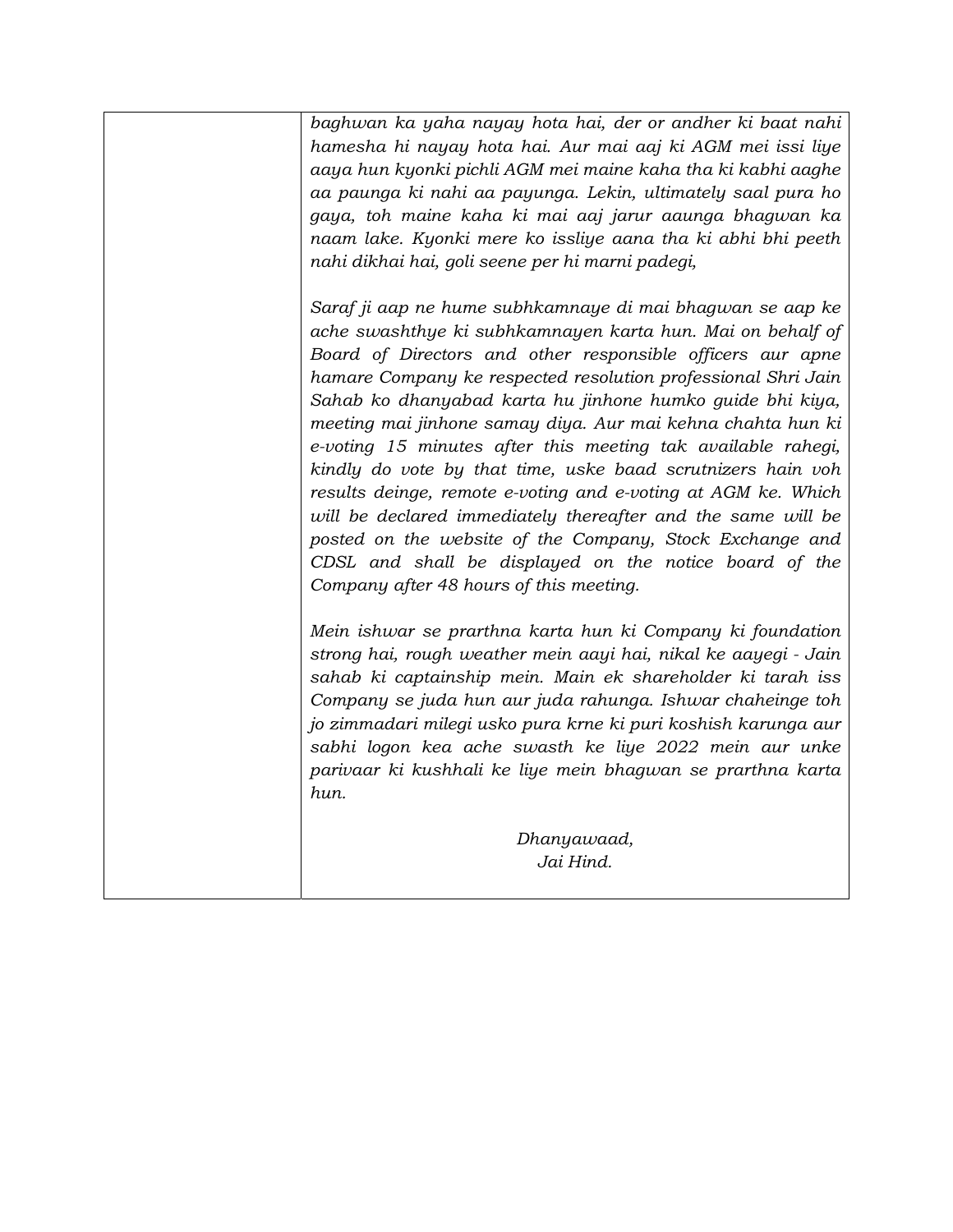| | |
|---|---|
| | *baghwan ka yaha nayay hota hai, der or andher ki baat nahi hamesha hi nayay hota hai. Aur mai aaj ki AGM mei issi liye aaya hun kyonki pichli AGM mei maine kaha tha ki kabhi aaghe aa paunga ki nahi aa payunga. Lekin, ultimately saal pura ho gaya, toh maine kaha ki mai aaj jarur aaunga bhagwan ka naam lake. Kyonki mere ko issliye aana tha ki abhi bhi peeth nahi dikhai hai, goli seene per hi marni padegi,*<br><br>*Saraf ji aap ne hume subhkamnaye di mai bhagwan se aap ke ache swashthye ki subhkamnayen karta hun. Mai on behalf of Board of Directors and other responsible officers aur apne hamare Company ke respected resolution professional Shri Jain Sahab ko dhanyabad karta hu jinhone humko guide bhi kiya, meeting mai jinhone samay diya. Aur mai kehna chahta hun ki e-voting 15 minutes after this meeting tak available rahegi, kindly do vote by that time, uske baad scrutnizers hain voh results deinge, remote e-voting and e-voting at AGM ke. Which will be declared immediately thereafter and the same will be posted on the website of the Company, Stock Exchange and CDSL and shall be displayed on the notice board of the Company after 48 hours of this meeting.*<br><br>*Mein ishwar se prarthna karta hun ki Company ki foundation strong hai, rough weather mein aayi hai, nikal ke aayegi - Jain sahab ki captainship mein. Main ek shareholder ki tarah iss Company se juda hun aur juda rahunga. Ishwar chaheinge toh jo zimmadari milegi usko pura krne ki puri koshish karunga aur sabhi logon kea ache swasth ke liye 2022 mein aur unke parivaar ki kushhali ke liye mein bhagwan se prarthna karta hun.*<br><br>*Dhanyawaad,*<br>*Jai Hind.* |